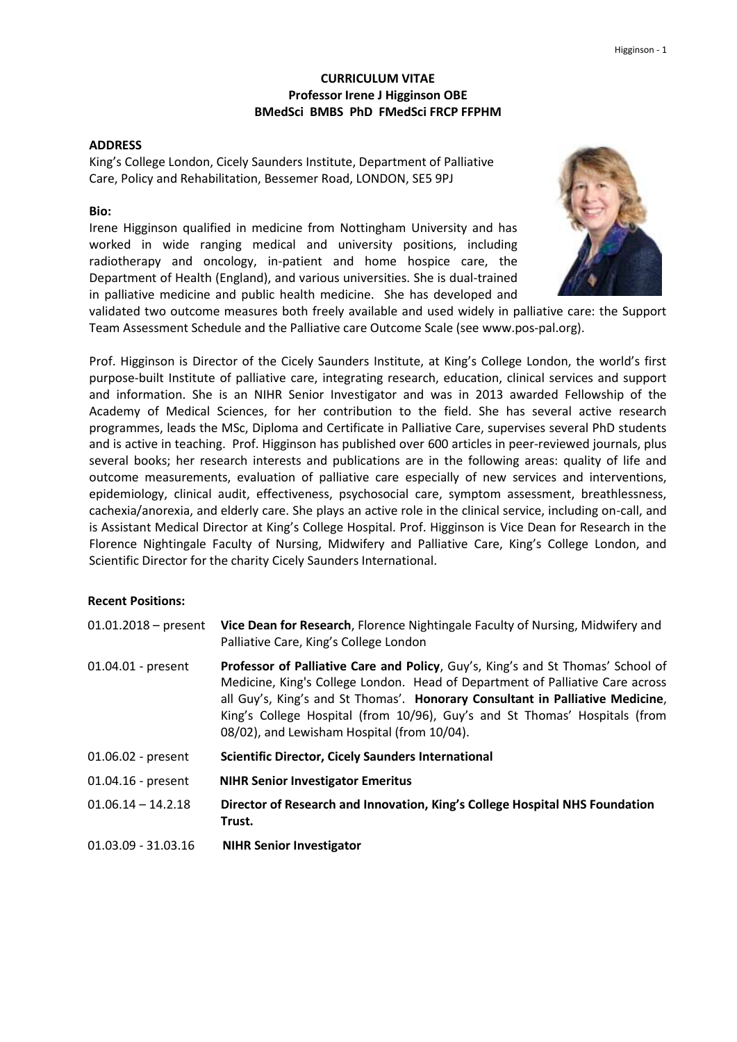**CURRICULUM VITAE**
**Professor Irene J Higginson OBE**
**BMedSci BMBS PhD FMedSci FRCP FFPHM**

**ADDRESS**

King's College London, Cicely Saunders Institute, Department of Palliative Care, Policy and Rehabilitation, Bessemer Road, LONDON, SE5 9PJ

**Bio:**

Irene Higginson qualified in medicine from Nottingham University and has worked in wide ranging medical and university positions, including radiotherapy and oncology, in-patient and home hospice care, the Department of Health (England), and various universities. She is dual-trained in palliative medicine and public health medicine. She has developed and validated two outcome measures both freely available and used widely in palliative care: the Support Team Assessment Schedule and the Palliative care Outcome Scale (see www.pos-pal.org).

Prof. Higginson is Director of the Cicely Saunders Institute, at King's College London, the world's first purpose-built Institute of palliative care, integrating research, education, clinical services and support and information. She is an NIHR Senior Investigator and was in 2013 awarded Fellowship of the Academy of Medical Sciences, for her contribution to the field. She has several active research programmes, leads the MSc, Diploma and Certificate in Palliative Care, supervises several PhD students and is active in teaching. Prof. Higginson has published over 600 articles in peer-reviewed journals, plus several books; her research interests and publications are in the following areas: quality of life and outcome measurements, evaluation of palliative care especially of new services and interventions, epidemiology, clinical audit, effectiveness, psychosocial care, symptom assessment, breathlessness, cachexia/anorexia, and elderly care. She plays an active role in the clinical service, including on-call, and is Assistant Medical Director at King's College Hospital. Prof. Higginson is Vice Dean for Research in the Florence Nightingale Faculty of Nursing, Midwifery and Palliative Care, King's College London, and Scientific Director for the charity Cicely Saunders International.

**Recent Positions:**

| | |
|---|---|
| 01.01.2018 – present | **Vice Dean for Research**, Florence Nightingale Faculty of Nursing, Midwifery and Palliative Care, King's College London |
| 01.04.01 - present | **Professor of Palliative Care and Policy**, Guy's, King's and St Thomas' School of Medicine, King's College London. Head of Department of Palliative Care across all Guy's, King's and St Thomas'. **Honorary Consultant in Palliative Medicine**, King's College Hospital (from 10/96), Guy's and St Thomas' Hospitals (from 08/02), and Lewisham Hospital (from 10/04). |
| 01.06.02 - present | **Scientific Director, Cicely Saunders International** |
| 01.04.16 - present | **NIHR Senior Investigator Emeritus** |
| 01.06.14 – 14.2.18 | **Director of Research and Innovation, King's College Hospital NHS Foundation Trust.** |
| 01.03.09 - 31.03.16 | **NIHR Senior Investigator** |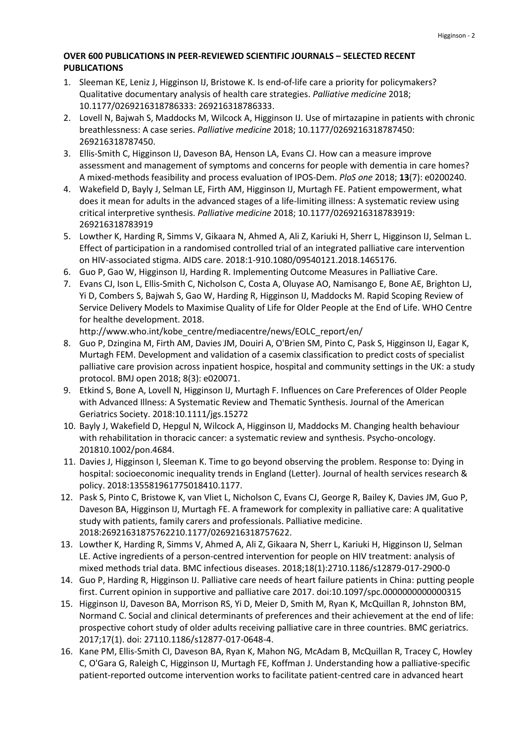**OVER 600 PUBLICATIONS IN PEER-REVIEWED SCIENTIFIC JOURNALS – SELECTED RECENT PUBLICATIONS**

1. Sleeman KE, Leniz J, Higginson IJ, Bristowe K. Is end-of-life care a priority for policymakers? Qualitative documentary analysis of health care strategies. *Palliative medicine* 2018; 10.1177/0269216318786333: 269216318786333.
2. Lovell N, Bajwah S, Maddocks M, Wilcock A, Higginson IJ. Use of mirtazapine in patients with chronic breathlessness: A case series. *Palliative medicine* 2018; 10.1177/0269216318787450: 269216318787450.
3. Ellis-Smith C, Higginson IJ, Daveson BA, Henson LA, Evans CJ. How can a measure improve assessment and management of symptoms and concerns for people with dementia in care homes? A mixed-methods feasibility and process evaluation of IPOS-Dem. *PloS one* 2018; **13**(7): e0200240.
4. Wakefield D, Bayly J, Selman LE, Firth AM, Higginson IJ, Murtagh FE. Patient empowerment, what does it mean for adults in the advanced stages of a life-limiting illness: A systematic review using critical interpretive synthesis. *Palliative medicine* 2018; 10.1177/0269216318783919: 269216318783919
5. Lowther K, Harding R, Simms V, Gikaara N, Ahmed A, Ali Z, Kariuki H, Sherr L, Higginson IJ, Selman L. Effect of participation in a randomised controlled trial of an integrated palliative care intervention on HIV-associated stigma. AIDS care. 2018:1-910.1080/09540121.2018.1465176.
6. Guo P, Gao W, Higginson IJ, Harding R. Implementing Outcome Measures in Palliative Care.
7. Evans CJ, Ison L, Ellis-Smith C, Nicholson C, Costa A, Oluyase AO, Namisango E, Bone AE, Brighton LJ, Yi D, Combers S, Bajwah S, Gao W, Harding R, Higginson IJ, Maddocks M. Rapid Scoping Review of Service Delivery Models to Maximise Quality of Life for Older People at the End of Life. WHO Centre for healthe development. 2018. http://www.who.int/kobe_centre/mediacentre/news/EOLC_report/en/
8. Guo P, Dzingina M, Firth AM, Davies JM, Douiri A, O'Brien SM, Pinto C, Pask S, Higginson IJ, Eagar K, Murtagh FEM. Development and validation of a casemix classification to predict costs of specialist palliative care provision across inpatient hospice, hospital and community settings in the UK: a study protocol. BMJ open 2018; 8(3): e020071.
9. Etkind S, Bone A, Lovell N, Higginson IJ, Murtagh F. Influences on Care Preferences of Older People with Advanced Illness: A Systematic Review and Thematic Synthesis. Journal of the American Geriatrics Society. 2018:10.1111/jgs.15272
10. Bayly J, Wakefield D, Hepgul N, Wilcock A, Higginson IJ, Maddocks M. Changing health behaviour with rehabilitation in thoracic cancer: a systematic review and synthesis. Psycho-oncology. 201810.1002/pon.4684.
11. Davies J, Higginson I, Sleeman K. Time to go beyond observing the problem. Response to: Dying in hospital: socioeconomic inequality trends in England (Letter). Journal of health services research & policy. 2018:135581961775018410.1177.
12. Pask S, Pinto C, Bristowe K, van Vliet L, Nicholson C, Evans CJ, George R, Bailey K, Davies JM, Guo P, Daveson BA, Higginson IJ, Murtagh FE. A framework for complexity in palliative care: A qualitative study with patients, family carers and professionals. Palliative medicine. 2018:26921631875762210.1177/0269216318757622.
13. Lowther K, Harding R, Simms V, Ahmed A, Ali Z, Gikaara N, Sherr L, Kariuki H, Higginson IJ, Selman LE. Active ingredients of a person-centred intervention for people on HIV treatment: analysis of mixed methods trial data. BMC infectious diseases. 2018;18(1):2710.1186/s12879-017-2900-0
14. Guo P, Harding R, Higginson IJ. Palliative care needs of heart failure patients in China: putting people first. Current opinion in supportive and palliative care 2017. doi:10.1097/spc.0000000000000315
15. Higginson IJ, Daveson BA, Morrison RS, Yi D, Meier D, Smith M, Ryan K, McQuillan R, Johnston BM, Normand C. Social and clinical determinants of preferences and their achievement at the end of life: prospective cohort study of older adults receiving palliative care in three countries. BMC geriatrics. 2017;17(1). doi: 27110.1186/s12877-017-0648-4.
16. Kane PM, Ellis-Smith CI, Daveson BA, Ryan K, Mahon NG, McAdam B, McQuillan R, Tracey C, Howley C, O'Gara G, Raleigh C, Higginson IJ, Murtagh FE, Koffman J. Understanding how a palliative-specific patient-reported outcome intervention works to facilitate patient-centred care in advanced heart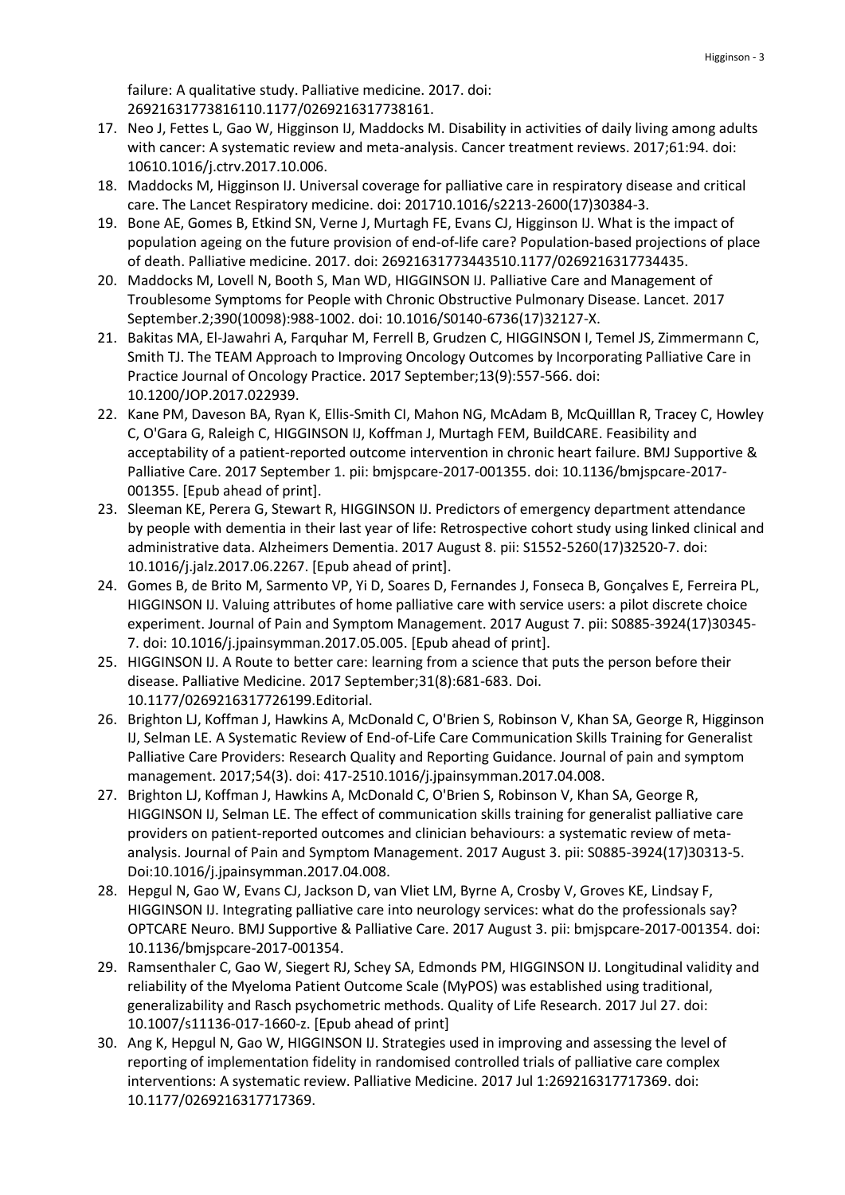failure: A qualitative study. Palliative medicine. 2017. doi: 26921631773816110.1177/0269216317738161.

17. Neo J, Fettes L, Gao W, Higginson IJ, Maddocks M. Disability in activities of daily living among adults with cancer: A systematic review and meta-analysis. Cancer treatment reviews. 2017;61:94. doi: 10610.1016/j.ctrv.2017.10.006.
18. Maddocks M, Higginson IJ. Universal coverage for palliative care in respiratory disease and critical care. The Lancet Respiratory medicine. doi: 201710.1016/s2213-2600(17)30384-3.
19. Bone AE, Gomes B, Etkind SN, Verne J, Murtagh FE, Evans CJ, Higginson IJ. What is the impact of population ageing on the future provision of end-of-life care? Population-based projections of place of death. Palliative medicine. 2017. doi: 26921631773443510.1177/0269216317734435.
20. Maddocks M, Lovell N, Booth S, Man WD, HIGGINSON IJ. Palliative Care and Management of Troublesome Symptoms for People with Chronic Obstructive Pulmonary Disease. Lancet. 2017 September.2;390(10098):988-1002. doi: 10.1016/S0140-6736(17)32127-X.
21. Bakitas MA, El-Jawahri A, Farquhar M, Ferrell B, Grudzen C, HIGGINSON I, Temel JS, Zimmermann C, Smith TJ. The TEAM Approach to Improving Oncology Outcomes by Incorporating Palliative Care in Practice Journal of Oncology Practice. 2017 September;13(9):557-566. doi: 10.1200/JOP.2017.022939.
22. Kane PM, Daveson BA, Ryan K, Ellis-Smith CI, Mahon NG, McAdam B, McQuilllan R, Tracey C, Howley C, O'Gara G, Raleigh C, HIGGINSON IJ, Koffman J, Murtagh FEM, BuildCARE. Feasibility and acceptability of a patient-reported outcome intervention in chronic heart failure. BMJ Supportive & Palliative Care. 2017 September 1. pii: bmjspcare-2017-001355. doi: 10.1136/bmjspcare-2017-001355. [Epub ahead of print].
23. Sleeman KE, Perera G, Stewart R, HIGGINSON IJ. Predictors of emergency department attendance by people with dementia in their last year of life: Retrospective cohort study using linked clinical and administrative data. Alzheimers Dementia. 2017 August 8. pii: S1552-5260(17)32520-7. doi: 10.1016/j.jalz.2017.06.2267. [Epub ahead of print].
24. Gomes B, de Brito M, Sarmento VP, Yi D, Soares D, Fernandes J, Fonseca B, Gonçalves E, Ferreira PL, HIGGINSON IJ. Valuing attributes of home palliative care with service users: a pilot discrete choice experiment. Journal of Pain and Symptom Management. 2017 August 7. pii: S0885-3924(17)30345-7. doi: 10.1016/j.jpainsymman.2017.05.005. [Epub ahead of print].
25. HIGGINSON IJ. A Route to better care: learning from a science that puts the person before their disease. Palliative Medicine. 2017 September;31(8):681-683. Doi. 10.1177/0269216317726199.Editorial.
26. Brighton LJ, Koffman J, Hawkins A, McDonald C, O'Brien S, Robinson V, Khan SA, George R, Higginson IJ, Selman LE. A Systematic Review of End-of-Life Care Communication Skills Training for Generalist Palliative Care Providers: Research Quality and Reporting Guidance. Journal of pain and symptom management. 2017;54(3). doi: 417-2510.1016/j.jpainsymman.2017.04.008.
27. Brighton LJ, Koffman J, Hawkins A, McDonald C, O'Brien S, Robinson V, Khan SA, George R, HIGGINSON IJ, Selman LE. The effect of communication skills training for generalist palliative care providers on patient-reported outcomes and clinician behaviours: a systematic review of meta-analysis. Journal of Pain and Symptom Management. 2017 August 3. pii: S0885-3924(17)30313-5. Doi:10.1016/j.jpainsymman.2017.04.008.
28. Hepgul N, Gao W, Evans CJ, Jackson D, van Vliet LM, Byrne A, Crosby V, Groves KE, Lindsay F, HIGGINSON IJ. Integrating palliative care into neurology services: what do the professionals say? OPTCARE Neuro. BMJ Supportive & Palliative Care. 2017 August 3. pii: bmjspcare-2017-001354. doi: 10.1136/bmjspcare-2017-001354.
29. Ramsenthaler C, Gao W, Siegert RJ, Schey SA, Edmonds PM, HIGGINSON IJ. Longitudinal validity and reliability of the Myeloma Patient Outcome Scale (MyPOS) was established using traditional, generalizability and Rasch psychometric methods. Quality of Life Research. 2017 Jul 27. doi: 10.1007/s11136-017-1660-z. [Epub ahead of print]
30. Ang K, Hepgul N, Gao W, HIGGINSON IJ. Strategies used in improving and assessing the level of reporting of implementation fidelity in randomised controlled trials of palliative care complex interventions: A systematic review. Palliative Medicine. 2017 Jul 1:269216317717369. doi: 10.1177/0269216317717369.